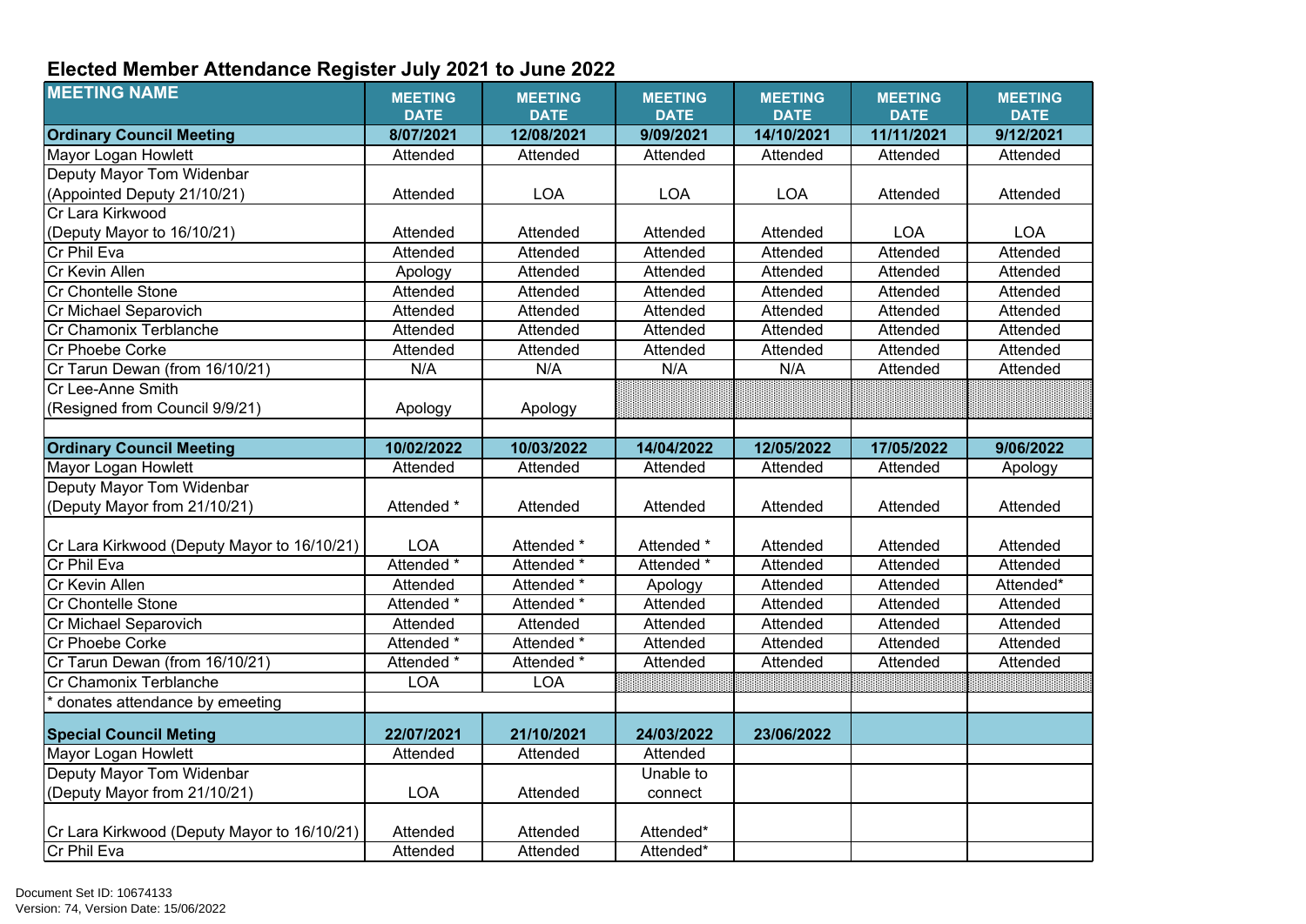## Elected Member Attendance Register July 2021 to June 2022

| MEETING NAME | MEETING DATE | MEETING DATE | MEETING DATE | MEETING DATE | MEETING DATE | MEETING DATE |
|---|---|---|---|---|---|---|
| **Ordinary Council Meeting** | **8/07/2021** | **12/08/2021** | **9/09/2021** | **14/10/2021** | **11/11/2021** | **9/12/2021** |
| Mayor Logan Howlett | Attended | Attended | Attended | Attended | Attended | Attended |
| Deputy Mayor Tom Widenbar (Appointed Deputy 21/10/21) | Attended | LOA | LOA | LOA | Attended | Attended |
| Cr Lara Kirkwood (Deputy Mayor to 16/10/21) | Attended | Attended | Attended | Attended | LOA | LOA |
| Cr Phil Eva | Attended | Attended | Attended | Attended | Attended | Attended |
| Cr Kevin Allen | Apology | Attended | Attended | Attended | Attended | Attended |
| Cr Chontelle Stone | Attended | Attended | Attended | Attended | Attended | Attended |
| Cr Michael Separovich | Attended | Attended | Attended | Attended | Attended | Attended |
| Cr Chamonix Terblanche | Attended | Attended | Attended | Attended | Attended | Attended |
| Cr Phoebe Corke | Attended | Attended | Attended | Attended | Attended | Attended |
| Cr Tarun Dewan (from 16/10/21) | N/A | N/A | N/A | N/A | Attended | Attended |
| Cr Lee-Anne Smith (Resigned from Council 9/9/21) | Apology | Apology | | | | |
| | | | | | | |
| **Ordinary Council Meeting** | **10/02/2022** | **10/03/2022** | **14/04/2022** | **12/05/2022** | **17/05/2022** | **9/06/2022** |
| Mayor Logan Howlett | Attended | Attended | Attended | Attended | Attended | Apology |
| Deputy Mayor Tom Widenbar (Deputy Mayor from 21/10/21) | Attended * | Attended | Attended | Attended | Attended | Attended |
| Cr Lara Kirkwood (Deputy Mayor to 16/10/21) | LOA | Attended * | Attended * | Attended | Attended | Attended |
| Cr Phil Eva | Attended * | Attended * | Attended * | Attended | Attended | Attended |
| Cr Kevin Allen | Attended | Attended * | Apology | Attended | Attended | Attended* |
| Cr Chontelle Stone | Attended * | Attended * | Attended | Attended | Attended | Attended |
| Cr Michael Separovich | Attended | Attended | Attended | Attended | Attended | Attended |
| Cr Phoebe Corke | Attended * | Attended * | Attended | Attended | Attended | Attended |
| Cr Tarun Dewan (from 16/10/21) | Attended * | Attended * | Attended | Attended | Attended | Attended |
| Cr Chamonix Terblanche | LOA | LOA | | | | |
| * donates attendance by emeeting | | | | | | |
| **Special Council Meting** | **22/07/2021** | **21/10/2021** | **24/03/2022** | **23/06/2022** | | |
| Mayor Logan Howlett | Attended | Attended | Attended | | | |
| Deputy Mayor Tom Widenbar (Deputy Mayor from 21/10/21) | LOA | Attended | Unable to connect | | | |
| Cr Lara Kirkwood (Deputy Mayor to 16/10/21) | Attended | Attended | Attended* | | | |
| Cr Phil Eva | Attended | Attended | Attended* | | | |

Document Set ID: 10674133
Version: 74, Version Date: 15/06/2022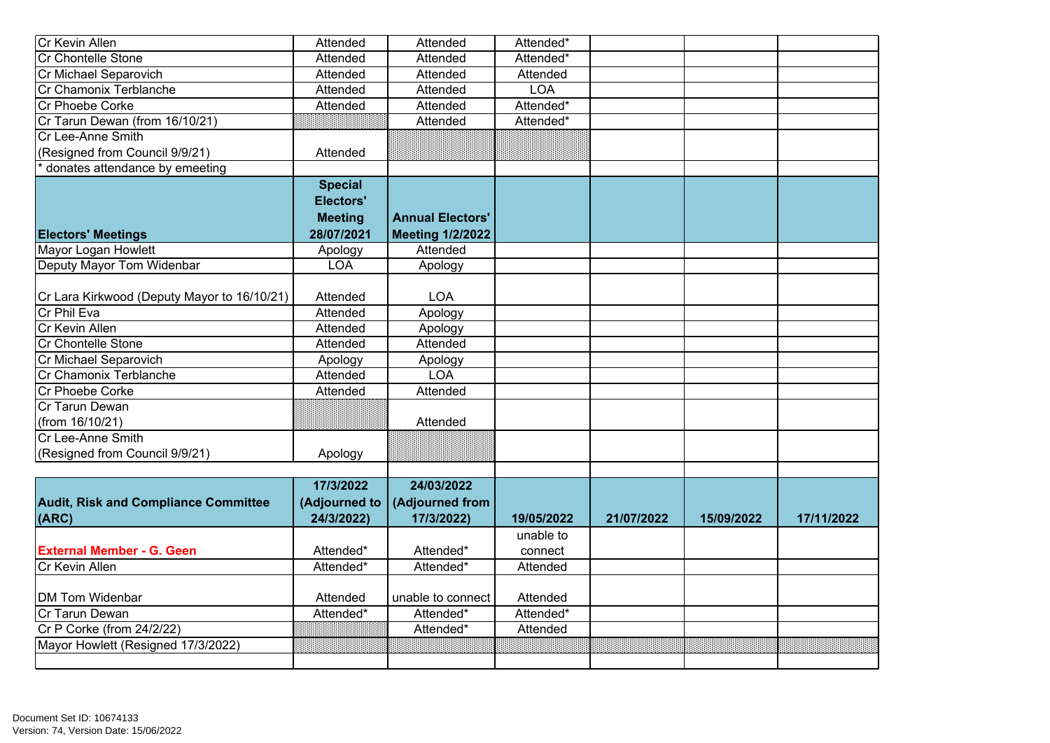| | | | | | | |
|---|---|---|---|---|---|---|
| Cr Kevin Allen | Attended | Attended | Attended* | | | |
| Cr Chontelle Stone | Attended | Attended | Attended* | | | |
| Cr Michael Separovich | Attended | Attended | Attended | | | |
| Cr Chamonix Terblanche | Attended | Attended | LOA | | | |
| Cr Phoebe Corke | Attended | Attended | Attended* | | | |
| Cr Tarun Dewan (from 16/10/21) | | Attended | Attended* | | | |
| Cr Lee-Anne Smith (Resigned from Council 9/9/21) | Attended | | | | | |
| * donates attendance by emeeting | | | | | | |

| **Electors' Meetings** | **Special Electors' Meeting 28/07/2021** | **Annual Electors' Meeting 1/2/2022** | | | | |
|---|---|---|---|---|---|---|
| Mayor Logan Howlett | Apology | Attended | | | | |
| Deputy Mayor Tom Widenbar | LOA | Apology | | | | |
| Cr Lara Kirkwood (Deputy Mayor to 16/10/21) | Attended | LOA | | | | |
| Cr Phil Eva | Attended | Apology | | | | |
| Cr Kevin Allen | Attended | Apology | | | | |
| Cr Chontelle Stone | Attended | Attended | | | | |
| Cr Michael Separovich | Apology | Apology | | | | |
| Cr Chamonix Terblanche | Attended | LOA | | | | |
| Cr Phoebe Corke | Attended | Attended | | | | |
| Cr Tarun Dewan (from 16/10/21) | | Attended | | | | |
| Cr Lee-Anne Smith (Resigned from Council 9/9/21) | Apology | | | | | |

| **Audit, Risk and Compliance Committee (ARC)** | **17/3/2022 (Adjourned to 24/3/2022)** | **24/03/2022 (Adjourned from 17/3/2022)** | **19/05/2022** | **21/07/2022** | **15/09/2022** | **17/11/2022** |
|---|---|---|---|---|---|---|
| **External Member - G. Geen** | Attended* | Attended* | unable to connect | | | |
| Cr Kevin Allen | Attended* | Attended* | Attended | | | |
| DM Tom Widenbar | Attended | unable to connect | Attended | | | |
| Cr Tarun Dewan | Attended* | Attended* | Attended* | | | |
| Cr P Corke (from 24/2/22) | | Attended* | Attended | | | |
| Mayor Howlett (Resigned 17/3/2022) | | | | | | |

Document Set ID: 10674133
Version: 74, Version Date: 15/06/2022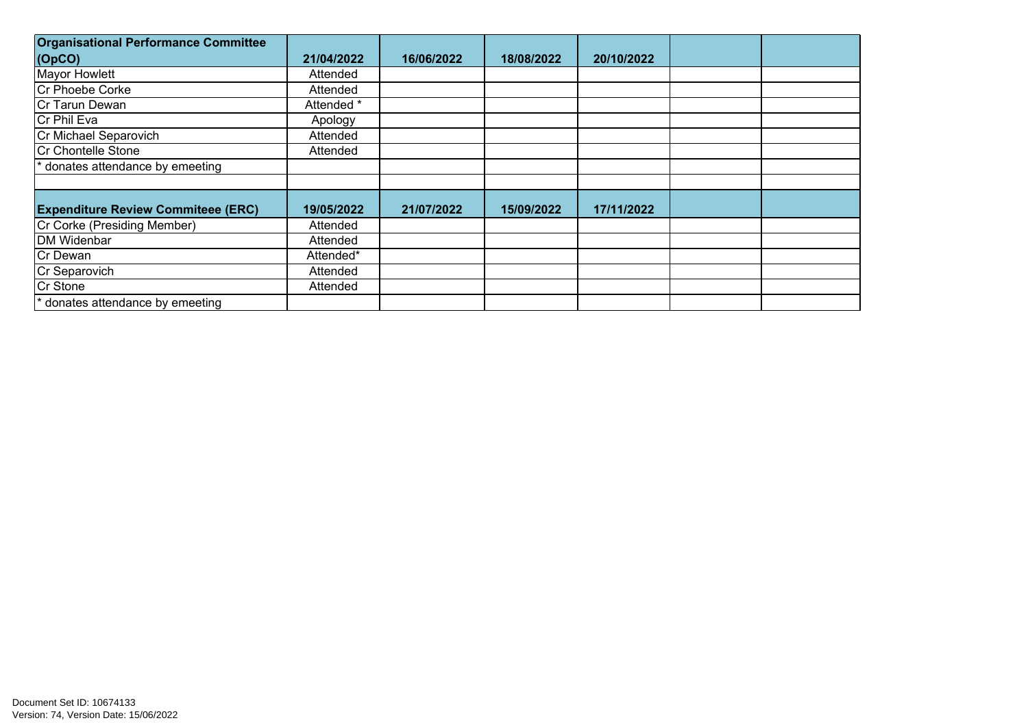| **Organisational Performance Committee (OpCO)** | **21/04/2022** | **16/06/2022** | **18/08/2022** | **20/10/2022** | | |
|---|---|---|---|---|---|---|
| Mayor Howlett | Attended | | | | | |
| Cr Phoebe Corke | Attended | | | | | |
| Cr Tarun Dewan | Attended * | | | | | |
| Cr Phil Eva | Apology | | | | | |
| Cr Michael Separovich | Attended | | | | | |
| Cr Chontelle Stone | Attended | | | | | |
| * donates attendance by emeeting | | | | | | |
| | | | | | | |
| **Expenditure Review Commiteee (ERC)** | **19/05/2022** | **21/07/2022** | **15/09/2022** | **17/11/2022** | | |
| Cr Corke (Presiding Member) | Attended | | | | | |
| DM Widenbar | Attended | | | | | |
| Cr Dewan | Attended* | | | | | |
| Cr Separovich | Attended | | | | | |
| Cr Stone | Attended | | | | | |
| * donates attendance by emeeting | | | | | | |

Document Set ID: 10674133
Version: 74, Version Date: 15/06/2022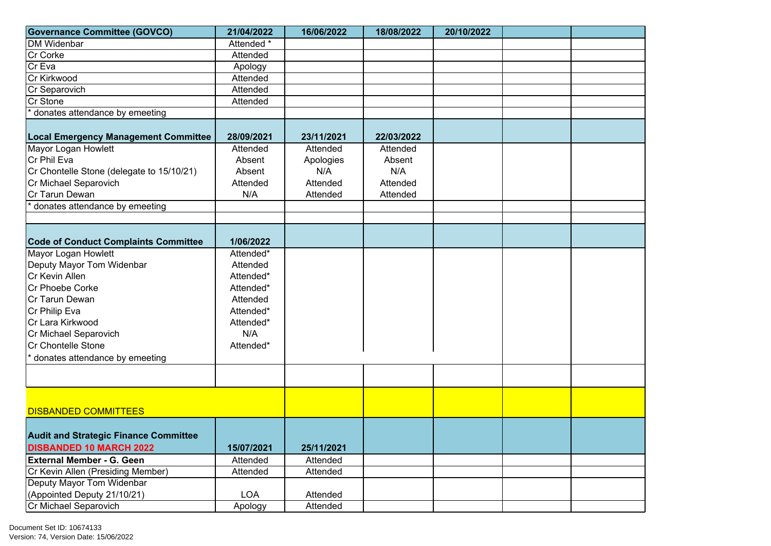| Governance Committee (GOVCO) | 21/04/2022 | 16/06/2022 | 18/08/2022 | 20/10/2022 | | |
|---|---|---|---|---|---|---|
| DM Widenbar | Attended * | | | | | |
| Cr Corke | Attended | | | | | |
| Cr Eva | Apology | | | | | |
| Cr Kirkwood | Attended | | | | | |
| Cr Separovich | Attended | | | | | |
| Cr Stone | Attended | | | | | |
| * donates attendance by emeeting | | | | | | |

| Local Emergency Management Committee | 28/09/2021 | 23/11/2021 | 22/03/2022 | | | |
|---|---|---|---|---|---|---|
| Mayor Logan Howlett | Attended | Attended | Attended | | | |
| Cr Phil Eva | Absent | Apologies | Absent | | | |
| Cr Chontelle Stone (delegate to 15/10/21) | Absent | N/A | N/A | | | |
| Cr Michael Separovich | Attended | Attended | Attended | | | |
| Cr Tarun Dewan | N/A | Attended | Attended | | | |
| * donates attendance by emeeting | | | | | | |

| Code of Conduct Complaints Committee | 1/06/2022 | | | | | |
|---|---|---|---|---|---|---|
| Mayor Logan Howlett | Attended* | | | | | |
| Deputy Mayor Tom Widenbar | Attended | | | | | |
| Cr Kevin Allen | Attended* | | | | | |
| Cr Phoebe Corke | Attended* | | | | | |
| Cr Tarun Dewan | Attended | | | | | |
| Cr Philip Eva | Attended* | | | | | |
| Cr Lara Kirkwood | Attended* | | | | | |
| Cr Michael Separovich | N/A | | | | | |
| Cr Chontelle Stone | Attended* | | | | | |
| * donates attendance by emeeting | | | | | | |

**DISBANDED COMMITTEES**

| Audit and Strategic Finance Committee **DISBANDED 10 MARCH 2022** | 15/07/2021 | 25/11/2021 | | | | |
|---|---|---|---|---|---|---|
| **External Member - G. Geen** | Attended | Attended | | | | |
| Cr Kevin Allen (Presiding Member) | Attended | Attended | | | | |
| Deputy Mayor Tom Widenbar (Appointed Deputy 21/10/21) | LOA | Attended | | | | |
| Cr Michael Separovich | Apology | Attended | | | | |

Document Set ID: 10674133
Version: 74, Version Date: 15/06/2022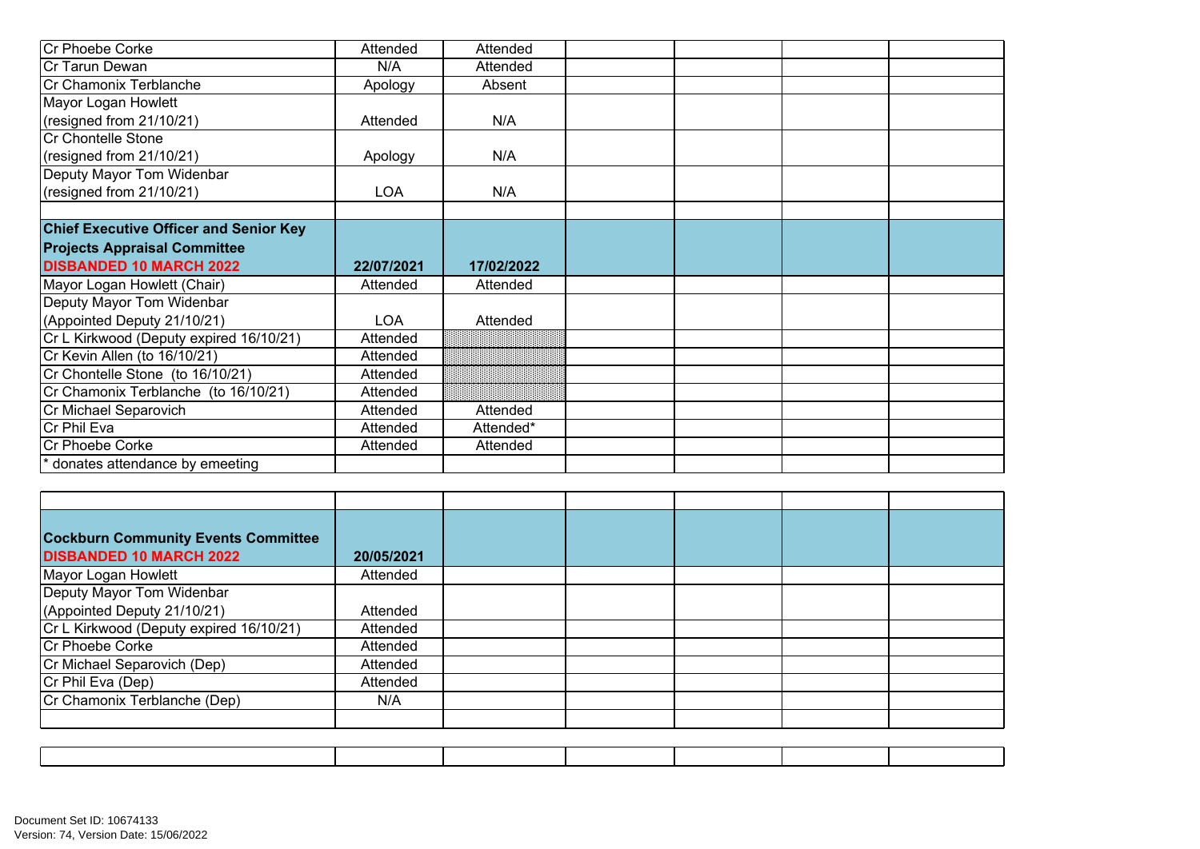| | | | | | | |
|---|---|---|---|---|---|---|
| Cr Phoebe Corke | Attended | Attended | | | | |
| Cr Tarun Dewan | N/A | Attended | | | | |
| Cr Chamonix Terblanche | Apology | Absent | | | | |
| Mayor Logan Howlett (resigned from 21/10/21) | Attended | N/A | | | | |
| Cr Chontelle Stone (resigned from 21/10/21) | Apology | N/A | | | | |
| Deputy Mayor Tom Widenbar (resigned from 21/10/21) | LOA | N/A | | | | |

| **Chief Executive Officer and Senior Key Projects Appraisal Committee** **DISBANDED 10 MARCH 2022** | **22/07/2021** | **17/02/2022** | | | | |
|---|---|---|---|---|---|---|
| Mayor Logan Howlett (Chair) | Attended | Attended | | | | |
| Deputy Mayor Tom Widenbar (Appointed Deputy 21/10/21) | LOA | Attended | | | | |
| Cr L Kirkwood (Deputy expired 16/10/21) | Attended | | | | | |
| Cr Kevin Allen (to 16/10/21) | Attended | | | | | |
| Cr Chontelle Stone (to 16/10/21) | Attended | | | | | |
| Cr Chamonix Terblanche (to 16/10/21) | Attended | | | | | |
| Cr Michael Separovich | Attended | Attended | | | | |
| Cr Phil Eva | Attended | Attended* | | | | |
| Cr Phoebe Corke | Attended | Attended | | | | |
| * donates attendance by emeeting | | | | | | |

| **Cockburn Community Events Committee** **DISBANDED 10 MARCH 2022** | **20/05/2021** | | | | | |
|---|---|---|---|---|---|---|
| Mayor Logan Howlett | Attended | | | | | |
| Deputy Mayor Tom Widenbar (Appointed Deputy 21/10/21) | Attended | | | | | |
| Cr L Kirkwood (Deputy expired 16/10/21) | Attended | | | | | |
| Cr Phoebe Corke | Attended | | | | | |
| Cr Michael Separovich (Dep) | Attended | | | | | |
| Cr Phil Eva (Dep) | Attended | | | | | |
| Cr Chamonix Terblanche (Dep) | N/A | | | | | |

Document Set ID: 10674133
Version: 74, Version Date: 15/06/2022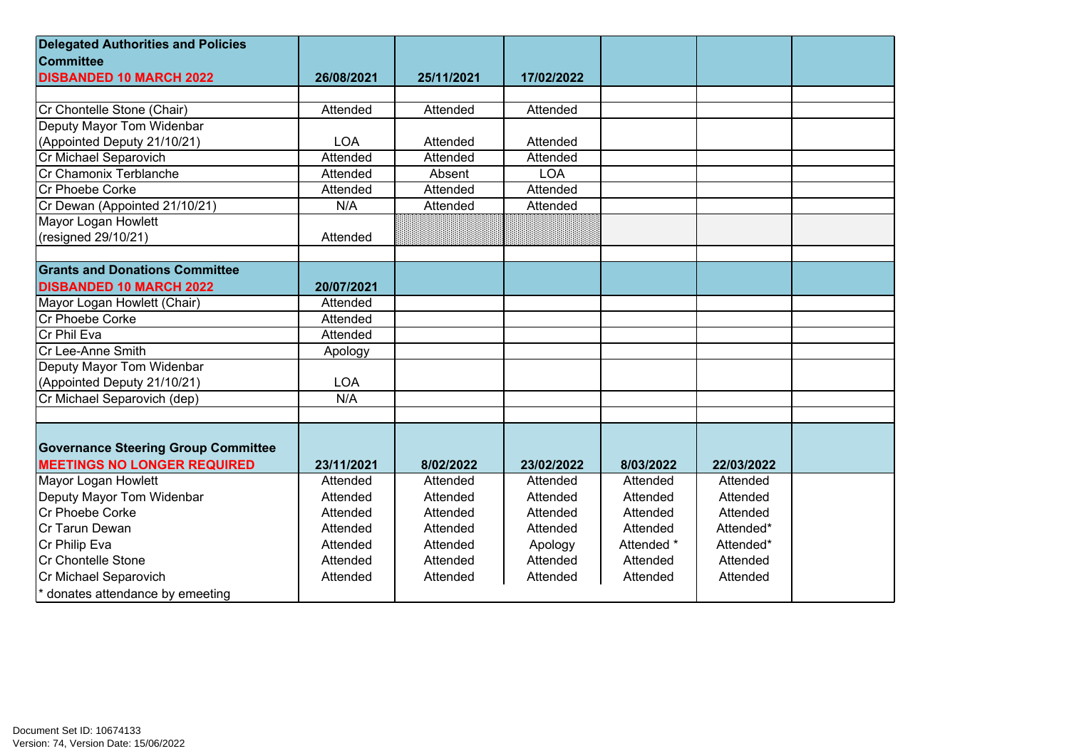| **Delegated Authorities and Policies Committee** **DISBANDED 10 MARCH 2022** | **26/08/2021** | **25/11/2021** | **17/02/2022** | | | |
|---|---|---|---|---|---|---|
| | | | | | | |
| Cr Chontelle Stone (Chair) | Attended | Attended | Attended | | | |
| Deputy Mayor Tom Widenbar (Appointed Deputy 21/10/21) | LOA | Attended | Attended | | | |
| Cr Michael Separovich | Attended | Attended | Attended | | | |
| Cr Chamonix Terblanche | Attended | Absent | LOA | | | |
| Cr Phoebe Corke | Attended | Attended | Attended | | | |
| Cr Dewan (Appointed 21/10/21) | N/A | Attended | Attended | | | |
| Mayor Logan Howlett (resigned 29/10/21) | Attended | | | | | |
| | | | | | | |
| **Grants and Donations Committee** **DISBANDED 10 MARCH 2022** | **20/07/2021** | | | | | |
| Mayor Logan Howlett (Chair) | Attended | | | | | |
| Cr Phoebe Corke | Attended | | | | | |
| Cr Phil Eva | Attended | | | | | |
| Cr Lee-Anne Smith | Apology | | | | | |
| Deputy Mayor Tom Widenbar (Appointed Deputy 21/10/21) | LOA | | | | | |
| Cr Michael Separovich (dep) | N/A | | | | | |
| | | | | | | |
| **Governance Steering Group Committee** **MEETINGS NO LONGER REQUIRED** | **23/11/2021** | **8/02/2022** | **23/02/2022** | **8/03/2022** | **22/03/2022** | |
| Mayor Logan Howlett | Attended | Attended | Attended | Attended | Attended | |
| Deputy Mayor Tom Widenbar | Attended | Attended | Attended | Attended | Attended | |
| Cr Phoebe Corke | Attended | Attended | Attended | Attended | Attended | |
| Cr Tarun Dewan | Attended | Attended | Attended | Attended | Attended* | |
| Cr Philip Eva | Attended | Attended | Apology | Attended * | Attended* | |
| Cr Chontelle Stone | Attended | Attended | Attended | Attended | Attended | |
| Cr Michael Separovich | Attended | Attended | Attended | Attended | Attended | |
| * donates attendance by emeeting | | | | | | |

Document Set ID: 10674133
Version: 74, Version Date: 15/06/2022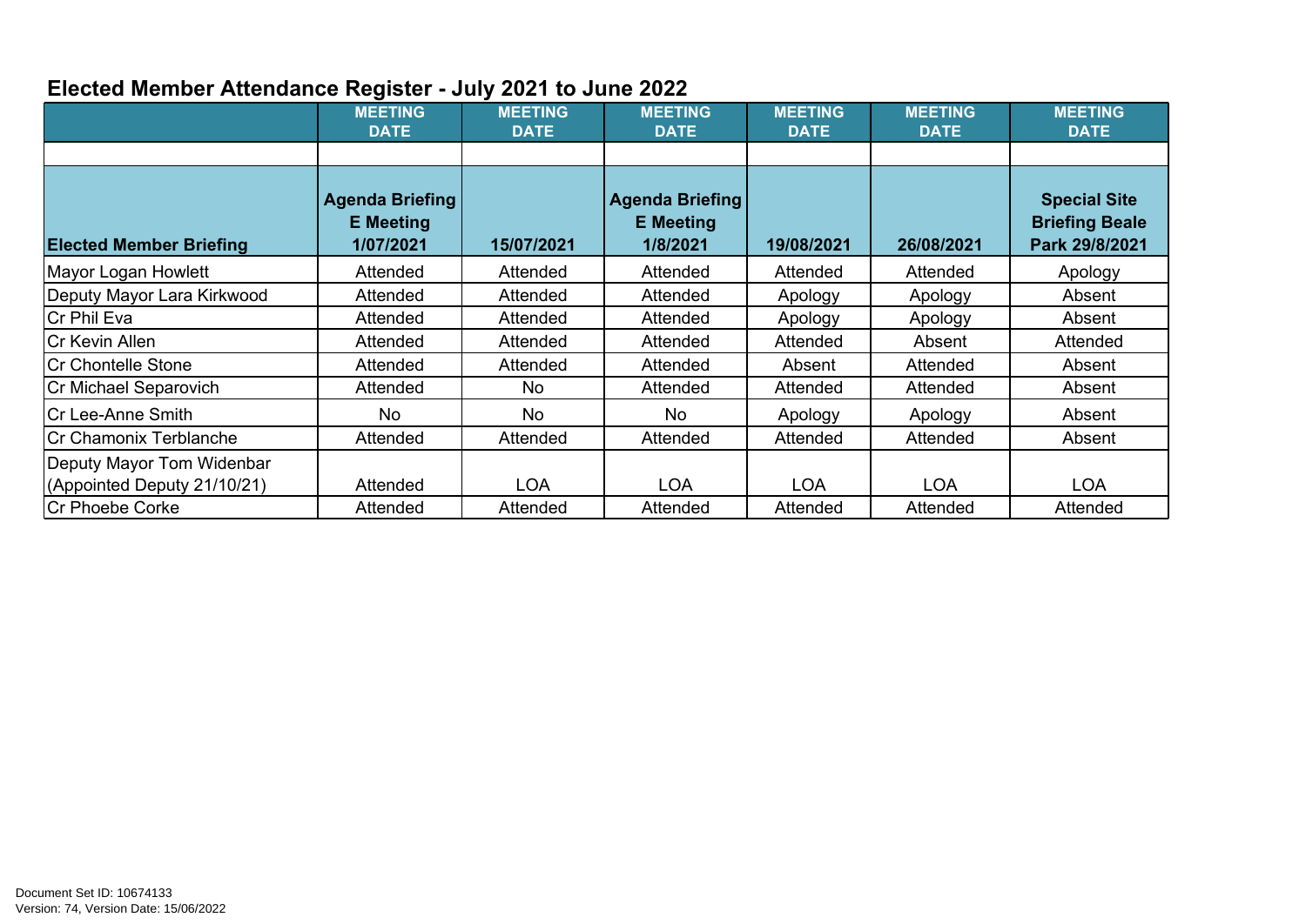## Elected Member Attendance Register - July 2021 to June 2022

| | MEETING DATE | MEETING DATE | MEETING DATE | MEETING DATE | MEETING DATE | MEETING DATE |
|---|---|---|---|---|---|---|
| | | | | | | |
| **Elected Member Briefing** | **Agenda Briefing E Meeting 1/07/2021** | **15/07/2021** | **Agenda Briefing E Meeting 1/8/2021** | **19/08/2021** | **26/08/2021** | **Special Site Briefing Beale Park 29/8/2021** |
| Mayor Logan Howlett | Attended | Attended | Attended | Attended | Attended | Apology |
| Deputy Mayor Lara Kirkwood | Attended | Attended | Attended | Apology | Apology | Absent |
| Cr Phil Eva | Attended | Attended | Attended | Apology | Apology | Absent |
| Cr Kevin Allen | Attended | Attended | Attended | Attended | Absent | Attended |
| Cr Chontelle Stone | Attended | Attended | Attended | Absent | Attended | Absent |
| Cr Michael Separovich | Attended | No | Attended | Attended | Attended | Absent |
| Cr Lee-Anne Smith | No | No | No | Apology | Apology | Absent |
| Cr Chamonix Terblanche | Attended | Attended | Attended | Attended | Attended | Absent |
| Deputy Mayor Tom Widenbar (Appointed Deputy 21/10/21) | Attended | LOA | LOA | LOA | LOA | LOA |
| Cr Phoebe Corke | Attended | Attended | Attended | Attended | Attended | Attended |

Document Set ID: 10674133
Version: 74, Version Date: 15/06/2022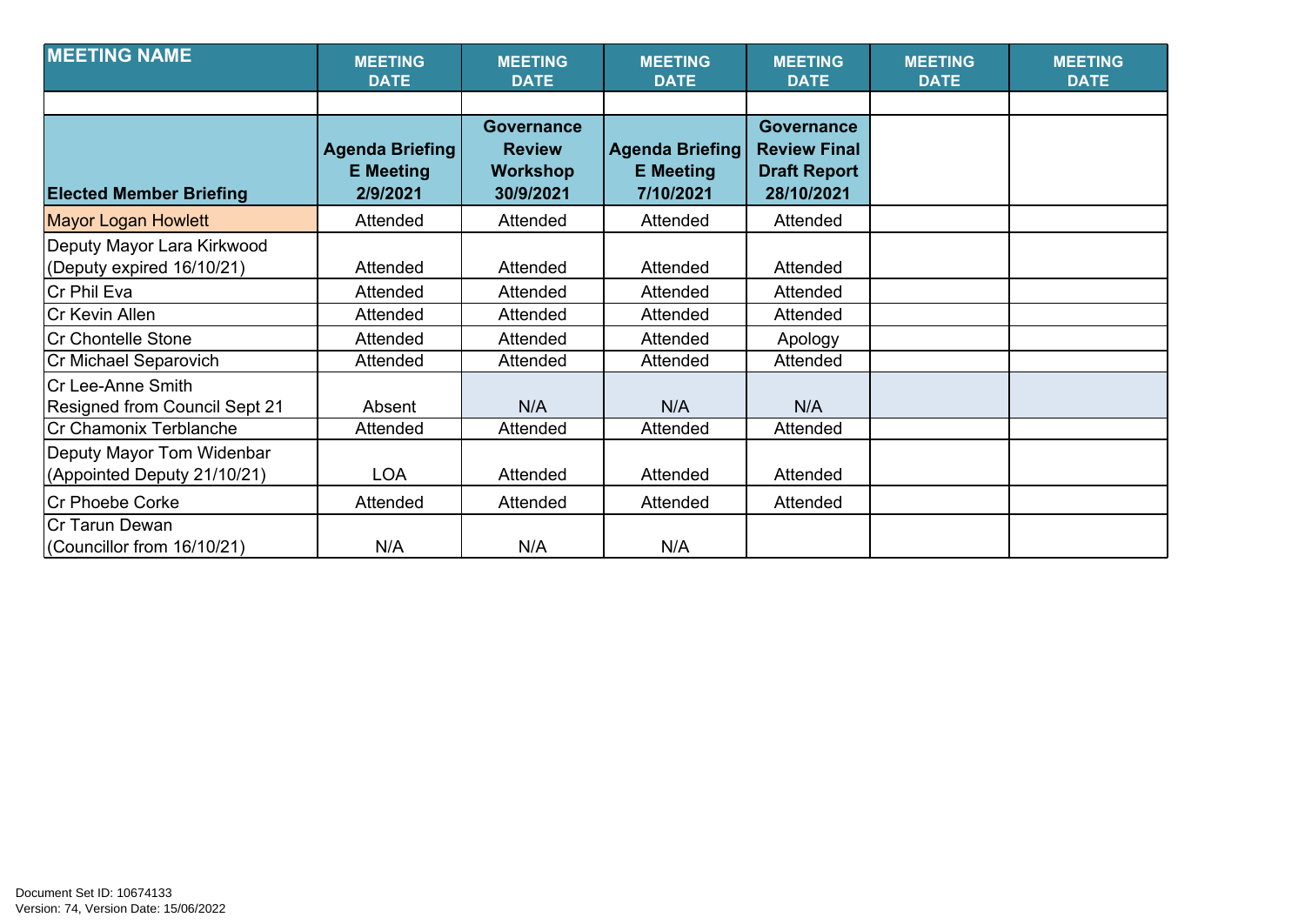| MEETING NAME | MEETING DATE | MEETING DATE | MEETING DATE | MEETING DATE | MEETING DATE | MEETING DATE |
|---|---|---|---|---|---|---|
| | | | | | | |
| **Elected Member Briefing** | **Agenda Briefing E Meeting 2/9/2021** | **Governance Review Workshop 30/9/2021** | **Agenda Briefing E Meeting 7/10/2021** | **Governance Review Final Draft Report 28/10/2021** | | |
| Mayor Logan Howlett | Attended | Attended | Attended | Attended | | |
| Deputy Mayor Lara Kirkwood (Deputy expired 16/10/21) | Attended | Attended | Attended | Attended | | |
| Cr Phil Eva | Attended | Attended | Attended | Attended | | |
| Cr Kevin Allen | Attended | Attended | Attended | Attended | | |
| Cr Chontelle Stone | Attended | Attended | Attended | Apology | | |
| Cr Michael Separovich | Attended | Attended | Attended | Attended | | |
| Cr Lee-Anne Smith Resigned from Council Sept 21 | Absent | N/A | N/A | N/A | | |
| Cr Chamonix Terblanche | Attended | Attended | Attended | Attended | | |
| Deputy Mayor Tom Widenbar (Appointed Deputy 21/10/21) | LOA | Attended | Attended | Attended | | |
| Cr Phoebe Corke | Attended | Attended | Attended | Attended | | |
| Cr Tarun Dewan (Councillor from 16/10/21) | N/A | N/A | N/A | | | |

Document Set ID: 10674133
Version: 74, Version Date: 15/06/2022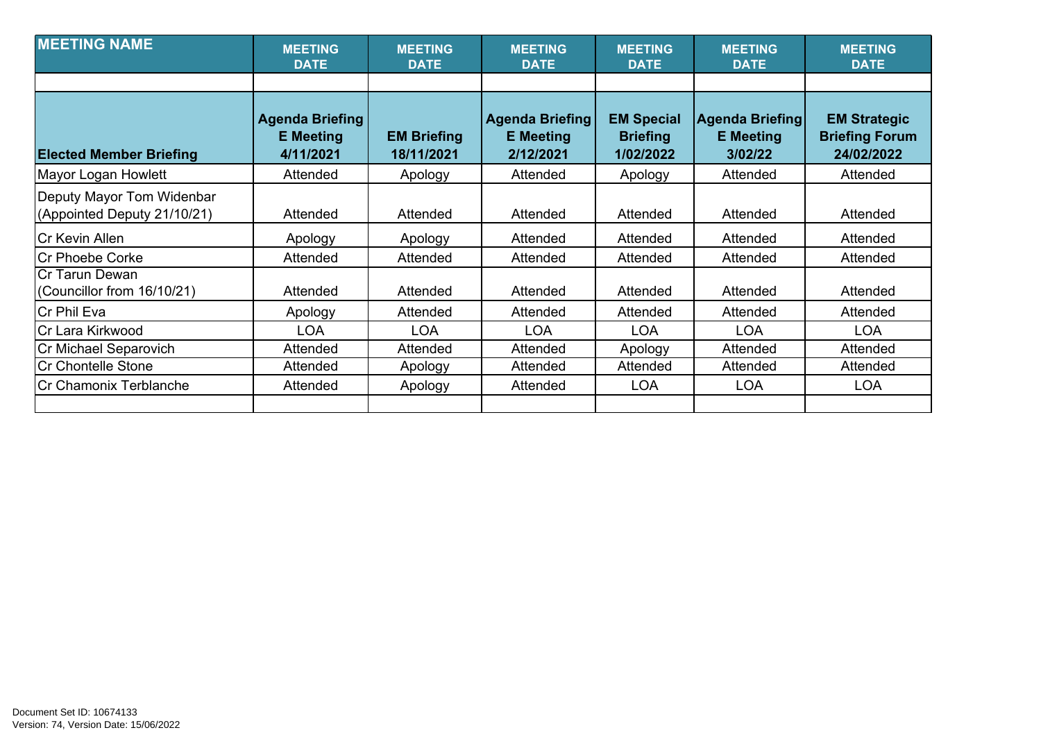| MEETING NAME | MEETING DATE | MEETING DATE | MEETING DATE | MEETING DATE | MEETING DATE | MEETING DATE |
|---|---|---|---|---|---|---|
| | | | | | | |
| **Elected Member Briefing** | **Agenda Briefing E Meeting 4/11/2021** | **EM Briefing 18/11/2021** | **Agenda Briefing E Meeting 2/12/2021** | **EM Special Briefing 1/02/2022** | **Agenda Briefing E Meeting 3/02/22** | **EM Strategic Briefing Forum 24/02/2022** |
| Mayor Logan Howlett | Attended | Apology | Attended | Apology | Attended | Attended |
| Deputy Mayor Tom Widenbar (Appointed Deputy 21/10/21) | Attended | Attended | Attended | Attended | Attended | Attended |
| Cr Kevin Allen | Apology | Apology | Attended | Attended | Attended | Attended |
| Cr Phoebe Corke | Attended | Attended | Attended | Attended | Attended | Attended |
| Cr Tarun Dewan (Councillor from 16/10/21) | Attended | Attended | Attended | Attended | Attended | Attended |
| Cr Phil Eva | Apology | Attended | Attended | Attended | Attended | Attended |
| Cr Lara Kirkwood | LOA | LOA | LOA | LOA | LOA | LOA |
| Cr Michael Separovich | Attended | Attended | Attended | Apology | Attended | Attended |
| Cr Chontelle Stone | Attended | Apology | Attended | Attended | Attended | Attended |
| Cr Chamonix Terblanche | Attended | Apology | Attended | LOA | LOA | LOA |
| | | | | | | |

Document Set ID: 10674133
Version: 74, Version Date: 15/06/2022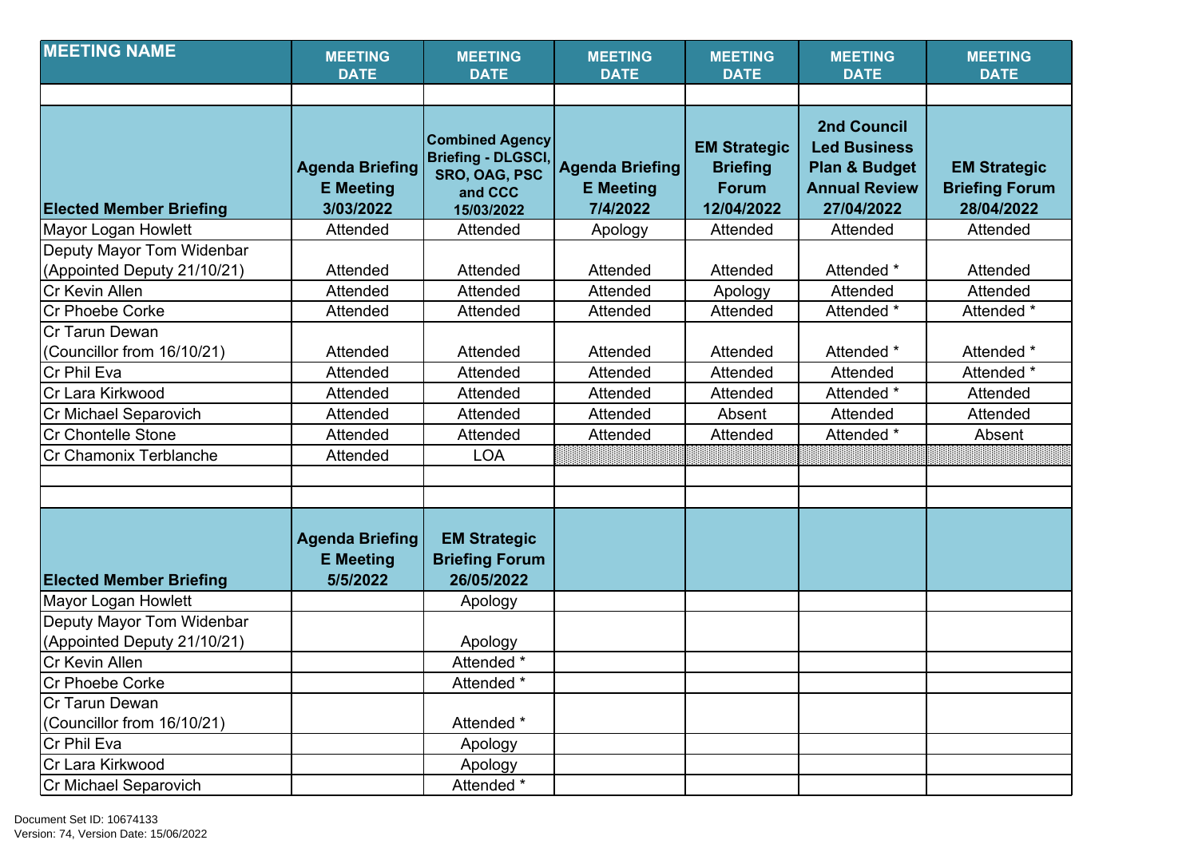| MEETING NAME | MEETING DATE | MEETING DATE | MEETING DATE | MEETING DATE | MEETING DATE | MEETING DATE |
|---|---|---|---|---|---|---|
| | | | | | | |
| **Elected Member Briefing** | **Agenda Briefing E Meeting 3/03/2022** | **Combined Agency Briefing - DLGSCI, SRO, OAG, PSC and CCC 15/03/2022** | **Agenda Briefing E Meeting 7/4/2022** | **EM Strategic Briefing Forum 12/04/2022** | **2nd Council Led Business Plan & Budget Annual Review 27/04/2022** | **EM Strategic Briefing Forum 28/04/2022** |
| Mayor Logan Howlett | Attended | Attended | Apology | Attended | Attended | Attended |
| Deputy Mayor Tom Widenbar (Appointed Deputy 21/10/21) | Attended | Attended | Attended | Attended | Attended * | Attended |
| Cr Kevin Allen | Attended | Attended | Attended | Apology | Attended | Attended |
| Cr Phoebe Corke | Attended | Attended | Attended | Attended | Attended * | Attended * |
| Cr Tarun Dewan (Councillor from 16/10/21) | Attended | Attended | Attended | Attended | Attended * | Attended * |
| Cr Phil Eva | Attended | Attended | Attended | Attended | Attended | Attended * |
| Cr Lara Kirkwood | Attended | Attended | Attended | Attended | Attended * | Attended |
| Cr Michael Separovich | Attended | Attended | Attended | Absent | Attended | Attended |
| Cr Chontelle Stone | Attended | Attended | Attended | Attended | Attended * | Absent |
| Cr Chamonix Terblanche | Attended | LOA | | | | |
| | | | | | | |
| | | | | | | |
| **Elected Member Briefing** | **Agenda Briefing E Meeting 5/5/2022** | **EM Strategic Briefing Forum 26/05/2022** | | | | |
| Mayor Logan Howlett | | Apology | | | | |
| Deputy Mayor Tom Widenbar (Appointed Deputy 21/10/21) | | Apology | | | | |
| Cr Kevin Allen | | Attended * | | | | |
| Cr Phoebe Corke | | Attended * | | | | |
| Cr Tarun Dewan (Councillor from 16/10/21) | | Attended * | | | | |
| Cr Phil Eva | | Apology | | | | |
| Cr Lara Kirkwood | | Apology | | | | |
| Cr Michael Separovich | | Attended * | | | | |

Document Set ID: 10674133
Version: 74, Version Date: 15/06/2022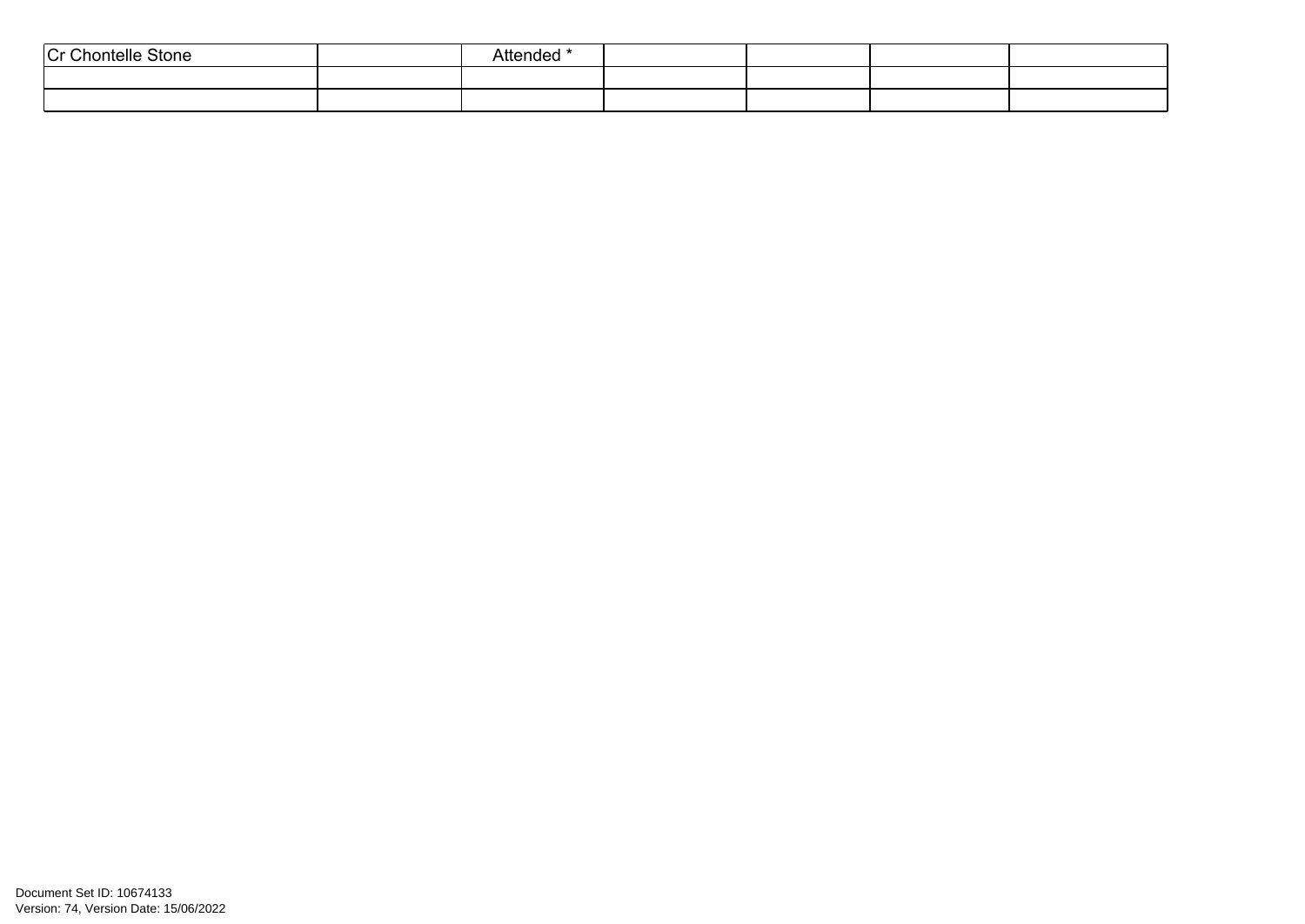| Cr Chontelle Stone | | Attended * | | | | |
|---|---|---|---|---|---|---|
| | | | | | | |
| | | | | | | |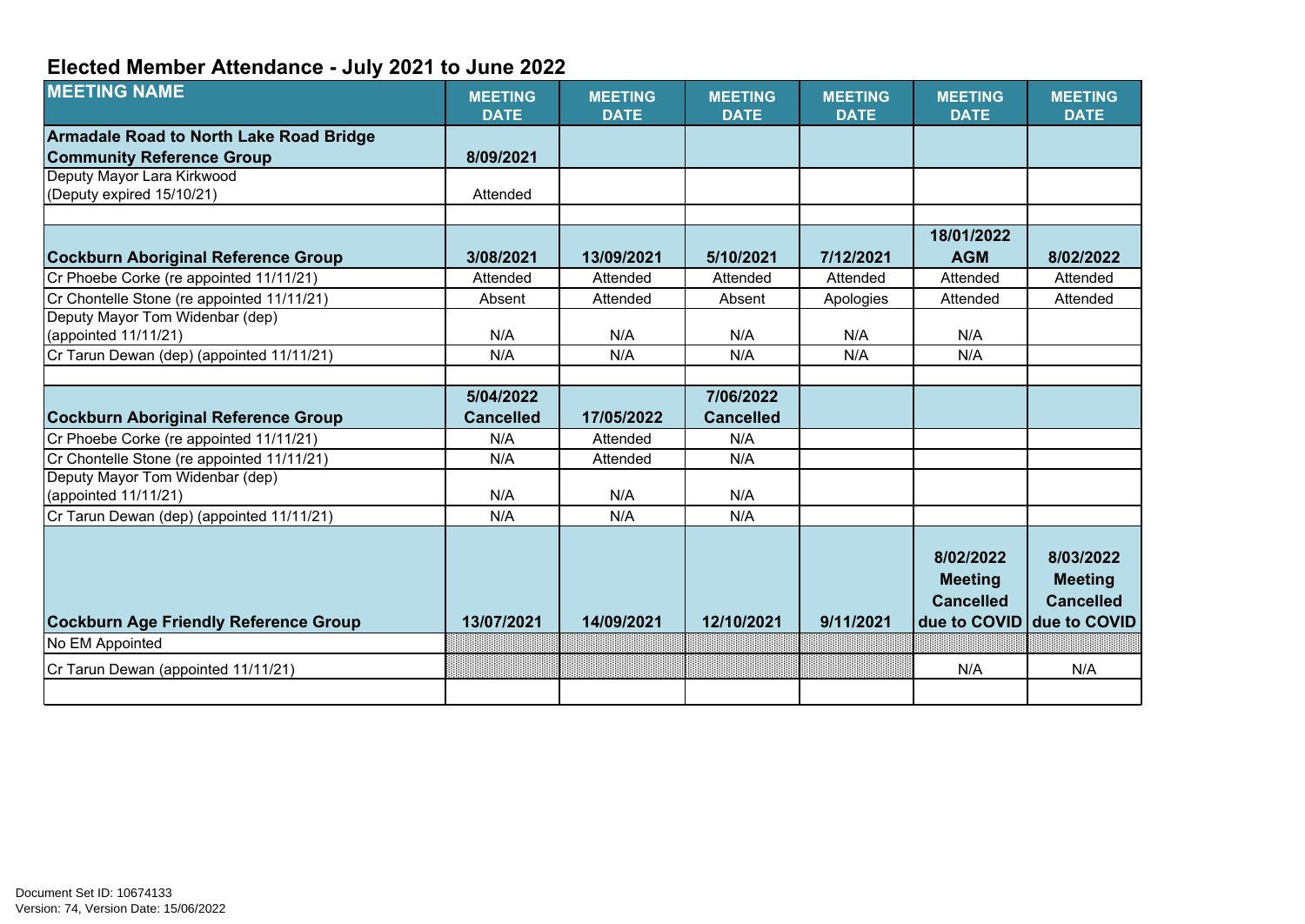## Elected Member Attendance - July 2021 to June 2022

| MEETING NAME | MEETING DATE | MEETING DATE | MEETING DATE | MEETING DATE | MEETING DATE | MEETING DATE |
|---|---|---|---|---|---|---|
| **Armadale Road to North Lake Road Bridge Community Reference Group** | **8/09/2021** | | | | | |
| Deputy Mayor Lara Kirkwood (Deputy expired 15/10/21) | Attended | | | | | |
| | | | | | | |
| **Cockburn Aboriginal Reference Group** | **3/08/2021** | **13/09/2021** | **5/10/2021** | **7/12/2021** | **18/01/2022 AGM** | **8/02/2022** |
| Cr Phoebe Corke (re appointed 11/11/21) | Attended | Attended | Attended | Attended | Attended | Attended |
| Cr Chontelle Stone (re appointed 11/11/21) | Absent | Attended | Absent | Apologies | Attended | Attended |
| Deputy Mayor Tom Widenbar (dep) (appointed 11/11/21) | N/A | N/A | N/A | N/A | N/A | |
| Cr Tarun Dewan (dep) (appointed 11/11/21) | N/A | N/A | N/A | N/A | N/A | |
| | | | | | | |
| **Cockburn Aboriginal Reference Group** | **5/04/2022 Cancelled** | **17/05/2022** | **7/06/2022 Cancelled** | | | |
| Cr Phoebe Corke (re appointed 11/11/21) | N/A | Attended | N/A | | | |
| Cr Chontelle Stone (re appointed 11/11/21) | N/A | Attended | N/A | | | |
| Deputy Mayor Tom Widenbar (dep) (appointed 11/11/21) | N/A | N/A | N/A | | | |
| Cr Tarun Dewan (dep) (appointed 11/11/21) | N/A | N/A | N/A | | | |
| **Cockburn Age Friendly Reference Group** | **13/07/2021** | **14/09/2021** | **12/10/2021** | **9/11/2021** | **8/02/2022 Meeting Cancelled due to COVID** | **8/03/2022 Meeting Cancelled due to COVID** |
| No EM Appointed | | | | | | |
| Cr Tarun Dewan (appointed 11/11/21) | | | | | N/A | N/A |
| | | | | | | |

Document Set ID: 10674133
Version: 74, Version Date: 15/06/2022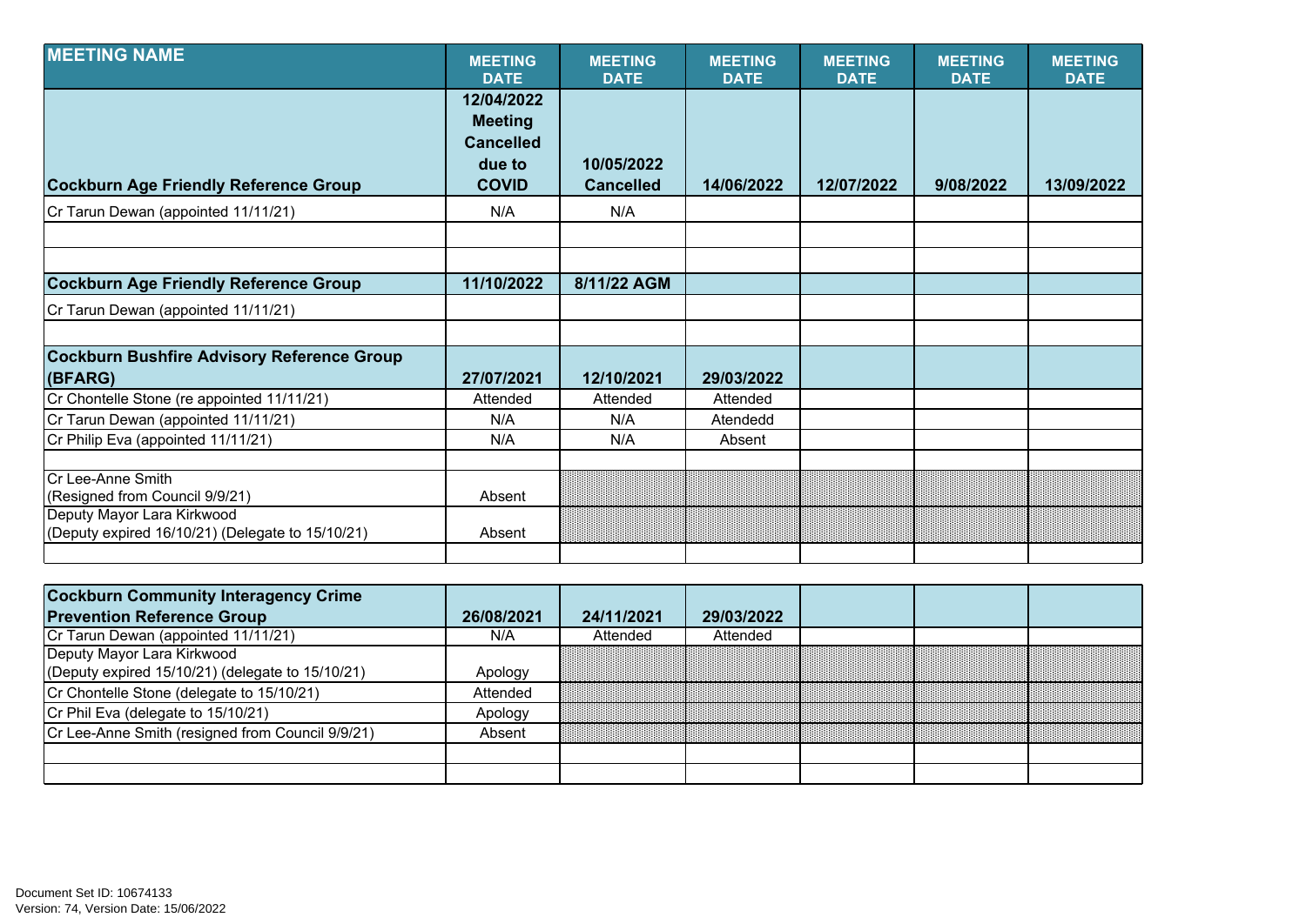| MEETING NAME | MEETING DATE | MEETING DATE | MEETING DATE | MEETING DATE | MEETING DATE | MEETING DATE |
|---|---|---|---|---|---|---|
| **Cockburn Age Friendly Reference Group** | **12/04/2022 Meeting Cancelled due to COVID** | **10/05/2022 Cancelled** | **14/06/2022** | **12/07/2022** | **9/08/2022** | **13/09/2022** |
| Cr Tarun Dewan (appointed 11/11/21) | N/A | N/A | | | | |
| | | | | | | |
| | | | | | | |
| **Cockburn Age Friendly Reference Group** | **11/10/2022** | **8/11/22 AGM** | | | | |
| Cr Tarun Dewan (appointed 11/11/21) | | | | | | |
| | | | | | | |
| **Cockburn Bushfire Advisory Reference Group (BFARG)** | **27/07/2021** | **12/10/2021** | **29/03/2022** | | | |
| Cr Chontelle Stone (re appointed 11/11/21) | Attended | Attended | Attended | | | |
| Cr Tarun Dewan (appointed 11/11/21) | N/A | N/A | Atendedd | | | |
| Cr Philip Eva (appointed 11/11/21) | N/A | N/A | Absent | | | |
| | | | | | | |
| Cr Lee-Anne Smith (Resigned from Council 9/9/21) | Absent | | | | | |
| Deputy Mayor Lara Kirkwood (Deputy expired 16/10/21) (Delegate to 15/10/21) | Absent | | | | | |
| | | | | | | |

| | | | | | | |
|---|---|---|---|---|---|---|
| **Cockburn Community Interagency Crime Prevention Reference Group** | **26/08/2021** | **24/11/2021** | **29/03/2022** | | | |
| Cr Tarun Dewan (appointed 11/11/21) | N/A | Attended | Attended | | | |
| Deputy Mayor Lara Kirkwood (Deputy expired 15/10/21) (delegate to 15/10/21) | Apology | | | | | |
| Cr Chontelle Stone (delegate to 15/10/21) | Attended | | | | | |
| Cr Phil Eva (delegate to 15/10/21) | Apology | | | | | |
| Cr Lee-Anne Smith (resigned from Council 9/9/21) | Absent | | | | | |
| | | | | | | |
| | | | | | | |

Document Set ID: 10674133
Version: 74, Version Date: 15/06/2022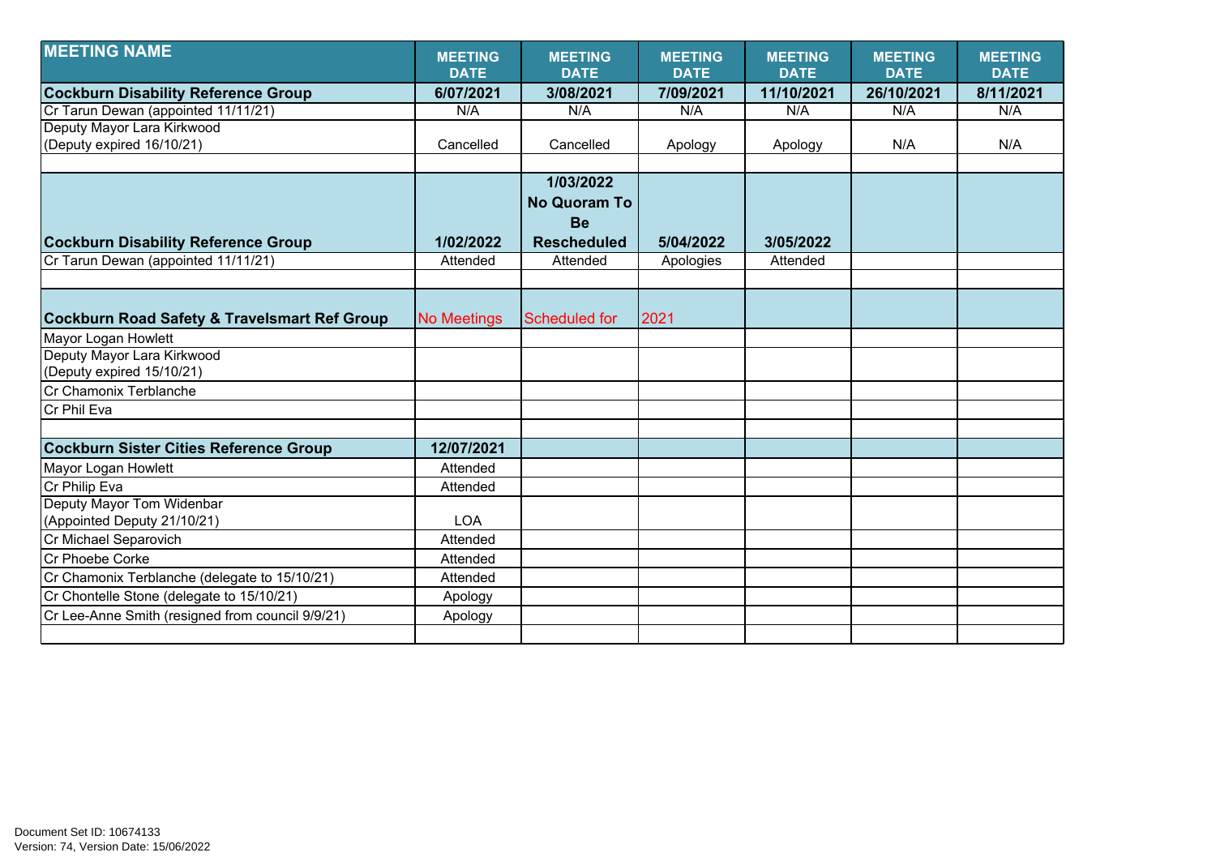| MEETING NAME | MEETING DATE | MEETING DATE | MEETING DATE | MEETING DATE | MEETING DATE | MEETING DATE |
|---|---|---|---|---|---|---|
| **Cockburn Disability Reference Group** | **6/07/2021** | **3/08/2021** | **7/09/2021** | **11/10/2021** | **26/10/2021** | **8/11/2021** |
| Cr Tarun Dewan (appointed 11/11/21) | N/A | N/A | N/A | N/A | N/A | N/A |
| Deputy Mayor Lara Kirkwood (Deputy expired 16/10/21) | Cancelled | Cancelled | Apology | Apology | N/A | N/A |
| | | | | | | |
| **Cockburn Disability Reference Group** | **1/02/2022** | **1/03/2022 No Quoram To Be Rescheduled** | **5/04/2022** | **3/05/2022** | | |
| Cr Tarun Dewan (appointed 11/11/21) | Attended | Attended | Apologies | Attended | | |
| | | | | | | |
| **Cockburn Road Safety & Travelsmart Ref Group** | No Meetings | Scheduled for | 2021 | | | |
| Mayor Logan Howlett | | | | | | |
| Deputy Mayor Lara Kirkwood (Deputy expired 15/10/21) | | | | | | |
| Cr Chamonix Terblanche | | | | | | |
| Cr Phil Eva | | | | | | |
| | | | | | | |
| **Cockburn Sister Cities Reference Group** | **12/07/2021** | | | | | |
| Mayor Logan Howlett | Attended | | | | | |
| Cr Philip Eva | Attended | | | | | |
| Deputy Mayor Tom Widenbar (Appointed Deputy 21/10/21) | LOA | | | | | |
| Cr Michael Separovich | Attended | | | | | |
| Cr Phoebe Corke | Attended | | | | | |
| Cr Chamonix Terblanche (delegate to 15/10/21) | Attended | | | | | |
| Cr Chontelle Stone (delegate to 15/10/21) | Apology | | | | | |
| Cr Lee-Anne Smith (resigned from council 9/9/21) | Apology | | | | | |
| | | | | | | |

Document Set ID: 10674133
Version: 74, Version Date: 15/06/2022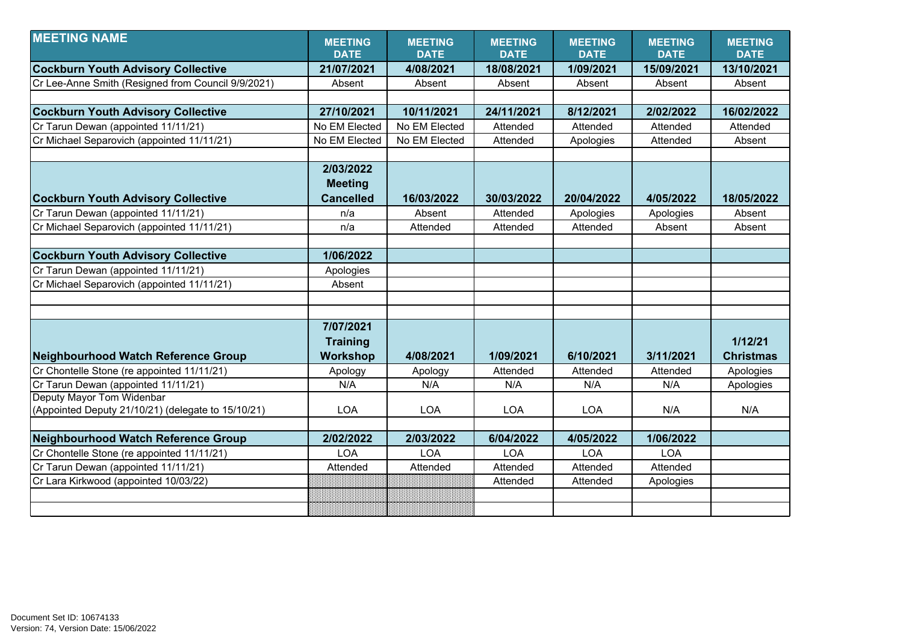| MEETING NAME | MEETING DATE | MEETING DATE | MEETING DATE | MEETING DATE | MEETING DATE | MEETING DATE |
|---|---|---|---|---|---|---|
| **Cockburn Youth Advisory Collective** | **21/07/2021** | **4/08/2021** | **18/08/2021** | **1/09/2021** | **15/09/2021** | **13/10/2021** |
| Cr Lee-Anne Smith (Resigned from Council 9/9/2021) | Absent | Absent | Absent | Absent | Absent | Absent |
| | | | | | | |
| **Cockburn Youth Advisory Collective** | **27/10/2021** | **10/11/2021** | **24/11/2021** | **8/12/2021** | **2/02/2022** | **16/02/2022** |
| Cr Tarun Dewan (appointed 11/11/21) | No EM Elected | No EM Elected | Attended | Attended | Attended | Attended |
| Cr Michael Separovich (appointed 11/11/21) | No EM Elected | No EM Elected | Attended | Apologies | Attended | Absent |
| | | | | | | |
| **Cockburn Youth Advisory Collective** | **2/03/2022 Meeting Cancelled** | **16/03/2022** | **30/03/2022** | **20/04/2022** | **4/05/2022** | **18/05/2022** |
| Cr Tarun Dewan (appointed 11/11/21) | n/a | Absent | Attended | Apologies | Apologies | Absent |
| Cr Michael Separovich (appointed 11/11/21) | n/a | Attended | Attended | Attended | Absent | Absent |
| | | | | | | |
| **Cockburn Youth Advisory Collective** | **1/06/2022** | | | | | |
| Cr Tarun Dewan (appointed 11/11/21) | Apologies | | | | | |
| Cr Michael Separovich (appointed 11/11/21) | Absent | | | | | |
| | | | | | | |
| | | | | | | |
| **Neighbourhood Watch Reference Group** | **7/07/2021 Training Workshop** | **4/08/2021** | **1/09/2021** | **6/10/2021** | **3/11/2021** | **1/12/21 Christmas** |
| Cr Chontelle Stone (re appointed 11/11/21) | Apology | Apology | Attended | Attended | Attended | Apologies |
| Cr Tarun Dewan (appointed 11/11/21) | N/A | N/A | N/A | N/A | N/A | Apologies |
| Deputy Mayor Tom Widenbar (Appointed Deputy 21/10/21) (delegate to 15/10/21) | LOA | LOA | LOA | LOA | N/A | N/A |
| | | | | | | |
| **Neighbourhood Watch Reference Group** | **2/02/2022** | **2/03/2022** | **6/04/2022** | **4/05/2022** | **1/06/2022** | |
| Cr Chontelle Stone (re appointed 11/11/21) | LOA | LOA | LOA | LOA | LOA | |
| Cr Tarun Dewan (appointed 11/11/21) | Attended | Attended | Attended | Attended | Attended | |
| Cr Lara Kirkwood (appointed 10/03/22) | | | Attended | Attended | Apologies | |
| | | | | | | |
| | | | | | | |

Document Set ID: 10674133
Version: 74, Version Date: 15/06/2022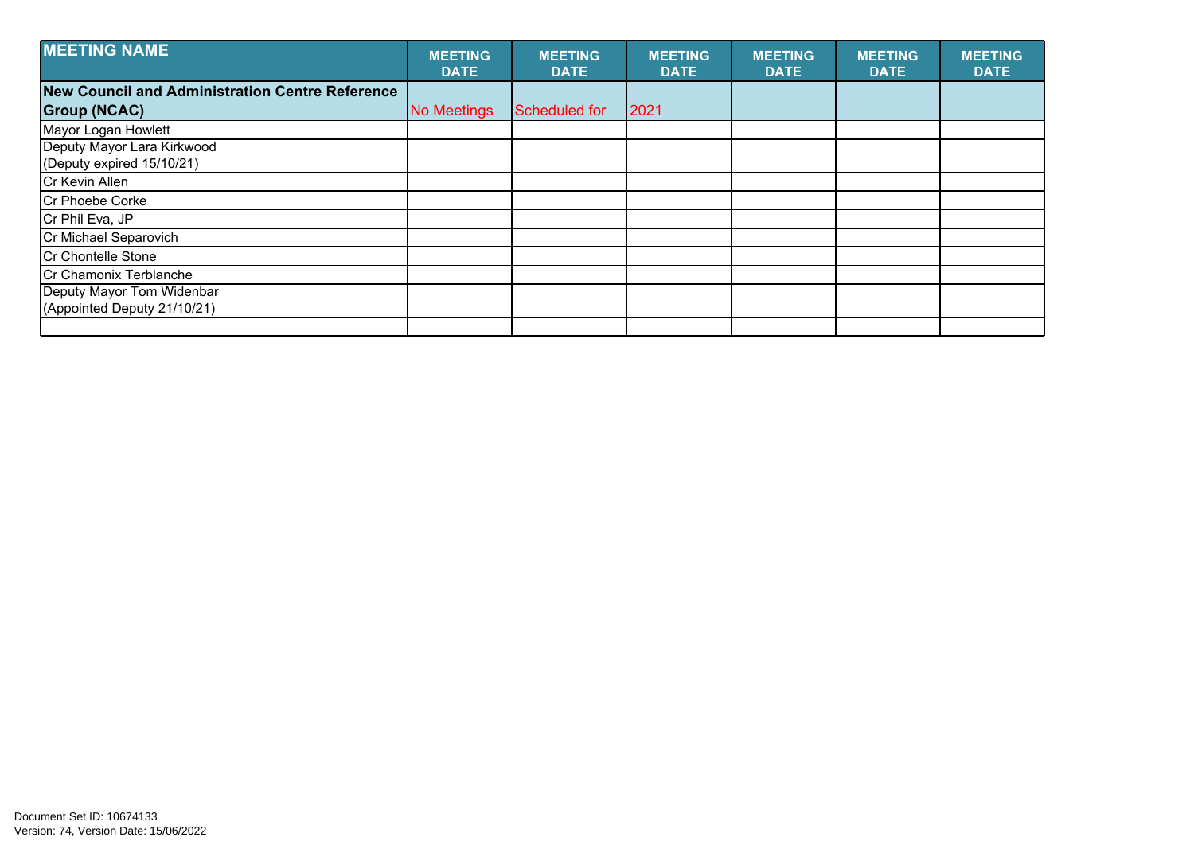| MEETING NAME | MEETING DATE | MEETING DATE | MEETING DATE | MEETING DATE | MEETING DATE | MEETING DATE |
|---|---|---|---|---|---|---|
| **New Council and Administration Centre Reference Group (NCAC)** | No Meetings | Scheduled for | 2021 | | | |
| Mayor Logan Howlett | | | | | | |
| Deputy Mayor Lara Kirkwood (Deputy expired 15/10/21) | | | | | | |
| Cr Kevin Allen | | | | | | |
| Cr Phoebe Corke | | | | | | |
| Cr Phil Eva, JP | | | | | | |
| Cr Michael Separovich | | | | | | |
| Cr Chontelle Stone | | | | | | |
| Cr Chamonix Terblanche | | | | | | |
| Deputy Mayor Tom Widenbar (Appointed Deputy 21/10/21) | | | | | | |
| | | | | | | |

Document Set ID: 10674133
Version: 74, Version Date: 15/06/2022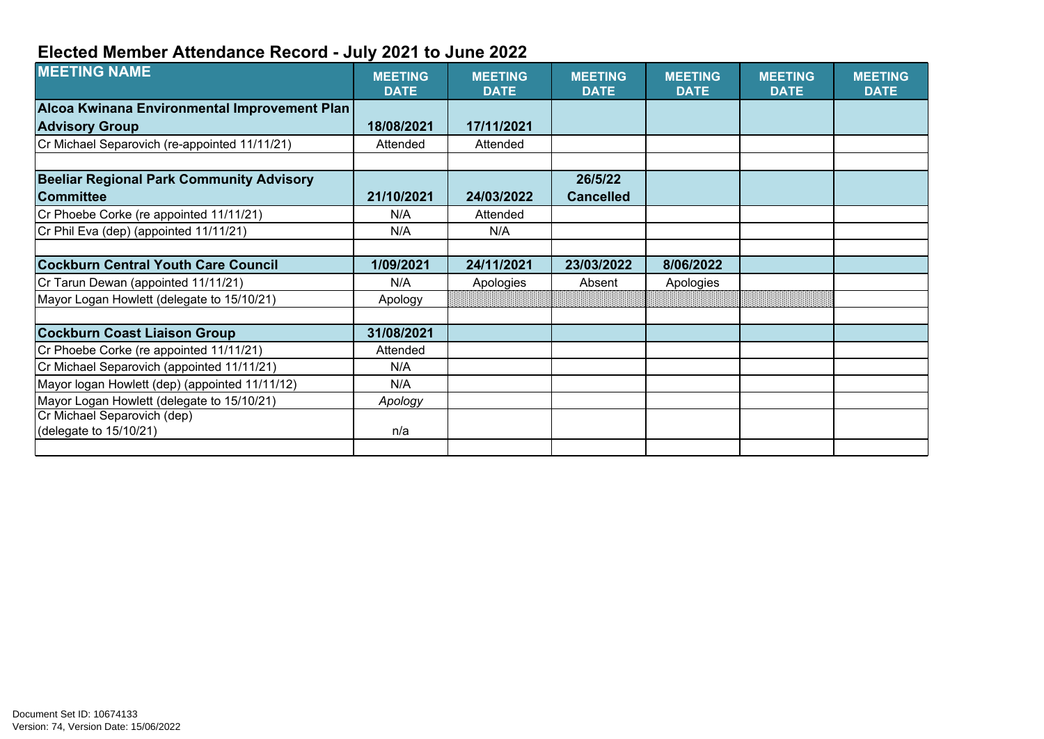## Elected Member Attendance Record - July 2021 to June 2022

| MEETING NAME | MEETING DATE | MEETING DATE | MEETING DATE | MEETING DATE | MEETING DATE | MEETING DATE |
|---|---|---|---|---|---|---|
| **Alcoa Kwinana Environmental Improvement Plan Advisory Group** | **18/08/2021** | **17/11/2021** | | | | |
| Cr Michael Separovich (re-appointed 11/11/21) | Attended | Attended | | | | |
| | | | | | | |
| **Beeliar Regional Park Community Advisory Committee** | **21/10/2021** | **24/03/2022** | **26/5/22 Cancelled** | | | |
| Cr Phoebe Corke (re appointed 11/11/21) | N/A | Attended | | | | |
| Cr Phil Eva (dep) (appointed 11/11/21) | N/A | N/A | | | | |
| | | | | | | |
| **Cockburn Central Youth Care Council** | **1/09/2021** | **24/11/2021** | **23/03/2022** | **8/06/2022** | | |
| Cr Tarun Dewan (appointed 11/11/21) | N/A | Apologies | Absent | Apologies | | |
| Mayor Logan Howlett (delegate to 15/10/21) | Apology | | | | | |
| | | | | | | |
| **Cockburn Coast Liaison Group** | **31/08/2021** | | | | | |
| Cr Phoebe Corke (re appointed 11/11/21) | Attended | | | | | |
| Cr Michael Separovich (appointed 11/11/21) | N/A | | | | | |
| Mayor logan Howlett (dep) (appointed 11/11/12) | N/A | | | | | |
| Mayor Logan Howlett (delegate to 15/10/21) | *Apology* | | | | | |
| Cr Michael Separovich (dep) (delegate to 15/10/21) | n/a | | | | | |
| | | | | | | |

Document Set ID: 10674133
Version: 74, Version Date: 15/06/2022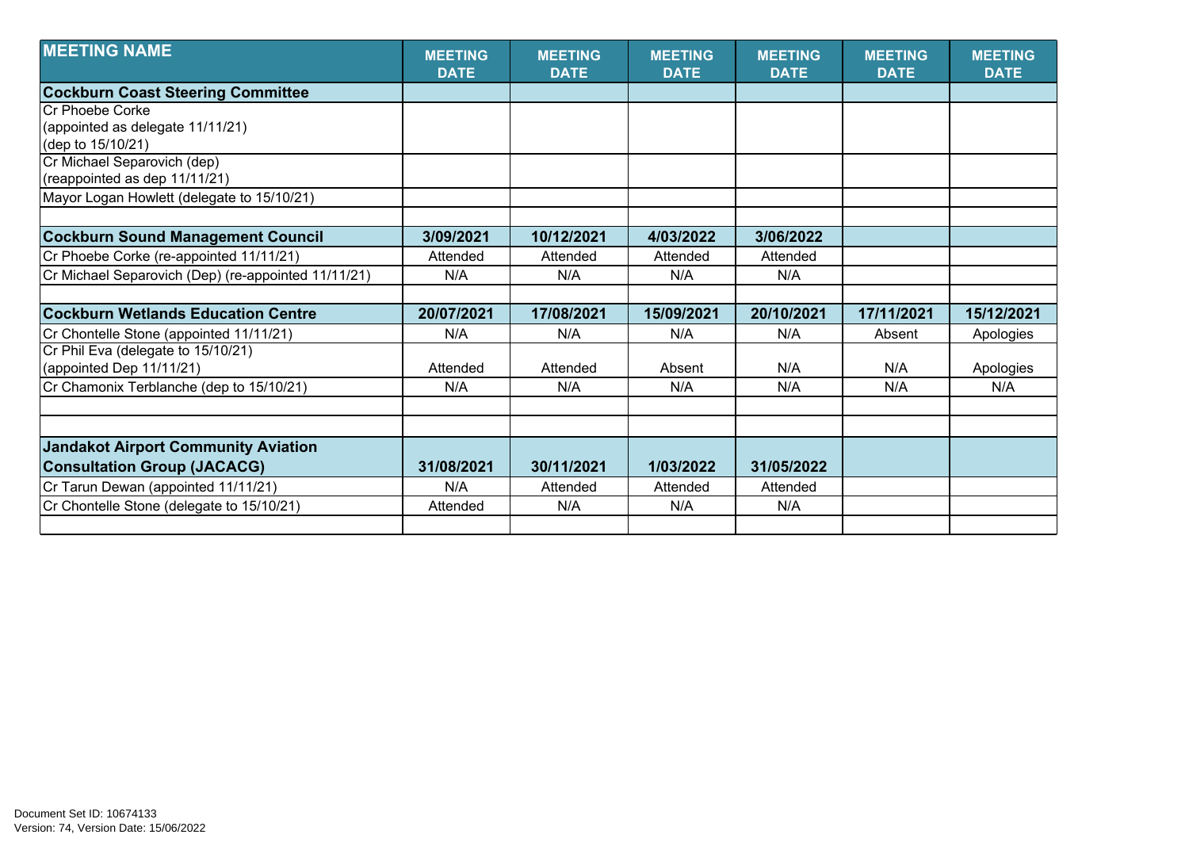| MEETING NAME | MEETING DATE | MEETING DATE | MEETING DATE | MEETING DATE | MEETING DATE | MEETING DATE |
|---|---|---|---|---|---|---|
| **Cockburn Coast Steering Committee** | | | | | | |
| Cr Phoebe Corke (appointed as delegate 11/11/21) (dep to 15/10/21) | | | | | | |
| Cr Michael Separovich (dep) (reappointed as dep 11/11/21) | | | | | | |
| Mayor Logan Howlett (delegate to 15/10/21) | | | | | | |
| | | | | | | |
| **Cockburn Sound Management Council** | **3/09/2021** | **10/12/2021** | **4/03/2022** | **3/06/2022** | | |
| Cr Phoebe Corke (re-appointed 11/11/21) | Attended | Attended | Attended | Attended | | |
| Cr Michael Separovich (Dep) (re-appointed 11/11/21) | N/A | N/A | N/A | N/A | | |
| | | | | | | |
| **Cockburn Wetlands Education Centre** | **20/07/2021** | **17/08/2021** | **15/09/2021** | **20/10/2021** | **17/11/2021** | **15/12/2021** |
| Cr Chontelle Stone (appointed 11/11/21) | N/A | N/A | N/A | N/A | Absent | Apologies |
| Cr Phil Eva (delegate to 15/10/21) (appointed Dep 11/11/21) | Attended | Attended | Absent | N/A | N/A | Apologies |
| Cr Chamonix Terblanche (dep to 15/10/21) | N/A | N/A | N/A | N/A | N/A | N/A |
| | | | | | | |
| | | | | | | |
| **Jandakot Airport Community Aviation Consultation Group (JACACG)** | **31/08/2021** | **30/11/2021** | **1/03/2022** | **31/05/2022** | | |
| Cr Tarun Dewan (appointed 11/11/21) | N/A | Attended | Attended | Attended | | |
| Cr Chontelle Stone (delegate to 15/10/21) | Attended | N/A | N/A | N/A | | |
| | | | | | | |

Document Set ID: 10674133
Version: 74, Version Date: 15/06/2022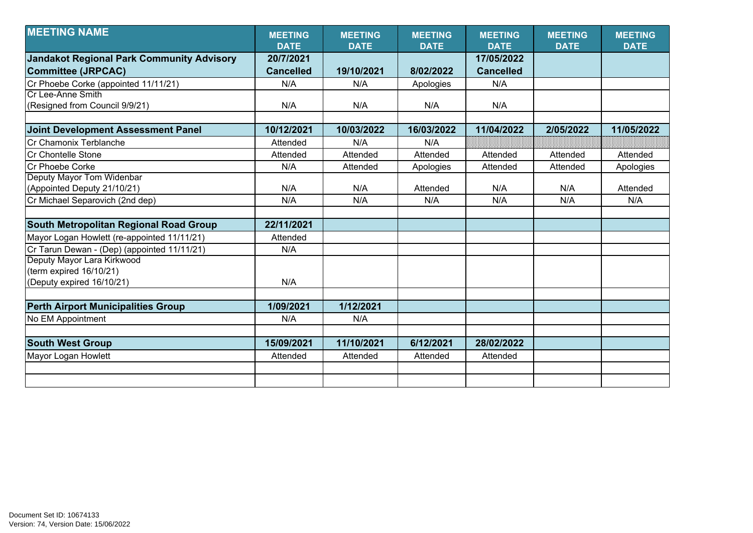| MEETING NAME | MEETING DATE | MEETING DATE | MEETING DATE | MEETING DATE | MEETING DATE | MEETING DATE |
|---|---|---|---|---|---|---|
| **Jandakot Regional Park Community Advisory Committee (JRPCAC)** | **20/7/2021 Cancelled** | **19/10/2021** | **8/02/2022** | **17/05/2022 Cancelled** | | |
| Cr Phoebe Corke (appointed 11/11/21) | N/A | N/A | Apologies | N/A | | |
| Cr Lee-Anne Smith (Resigned from Council 9/9/21) | N/A | N/A | N/A | N/A | | |
| | | | | | | |
| **Joint Development Assessment Panel** | **10/12/2021** | **10/03/2022** | **16/03/2022** | **11/04/2022** | **2/05/2022** | **11/05/2022** |
| Cr Chamonix Terblanche | Attended | N/A | N/A | | | |
| Cr Chontelle Stone | Attended | Attended | Attended | Attended | Attended | Attended |
| Cr Phoebe Corke | N/A | Attended | Apologies | Attended | Attended | Apologies |
| Deputy Mayor Tom Widenbar (Appointed Deputy 21/10/21) | N/A | N/A | Attended | N/A | N/A | Attended |
| Cr Michael Separovich (2nd dep) | N/A | N/A | N/A | N/A | N/A | N/A |
| | | | | | | |
| **South Metropolitan Regional Road Group** | **22/11/2021** | | | | | |
| Mayor Logan Howlett (re-appointed 11/11/21) | Attended | | | | | |
| Cr Tarun Dewan - (Dep) (appointed 11/11/21) | N/A | | | | | |
| Deputy Mayor Lara Kirkwood (term expired 16/10/21) (Deputy expired 16/10/21) | N/A | | | | | |
| | | | | | | |
| **Perth Airport Municipalities Group** | **1/09/2021** | **1/12/2021** | | | | |
| No EM Appointment | N/A | N/A | | | | |
| | | | | | | |
| **South West Group** | **15/09/2021** | **11/10/2021** | **6/12/2021** | **28/02/2022** | | |
| Mayor Logan Howlett | Attended | Attended | Attended | Attended | | |

Document Set ID: 10674133
Version: 74, Version Date: 15/06/2022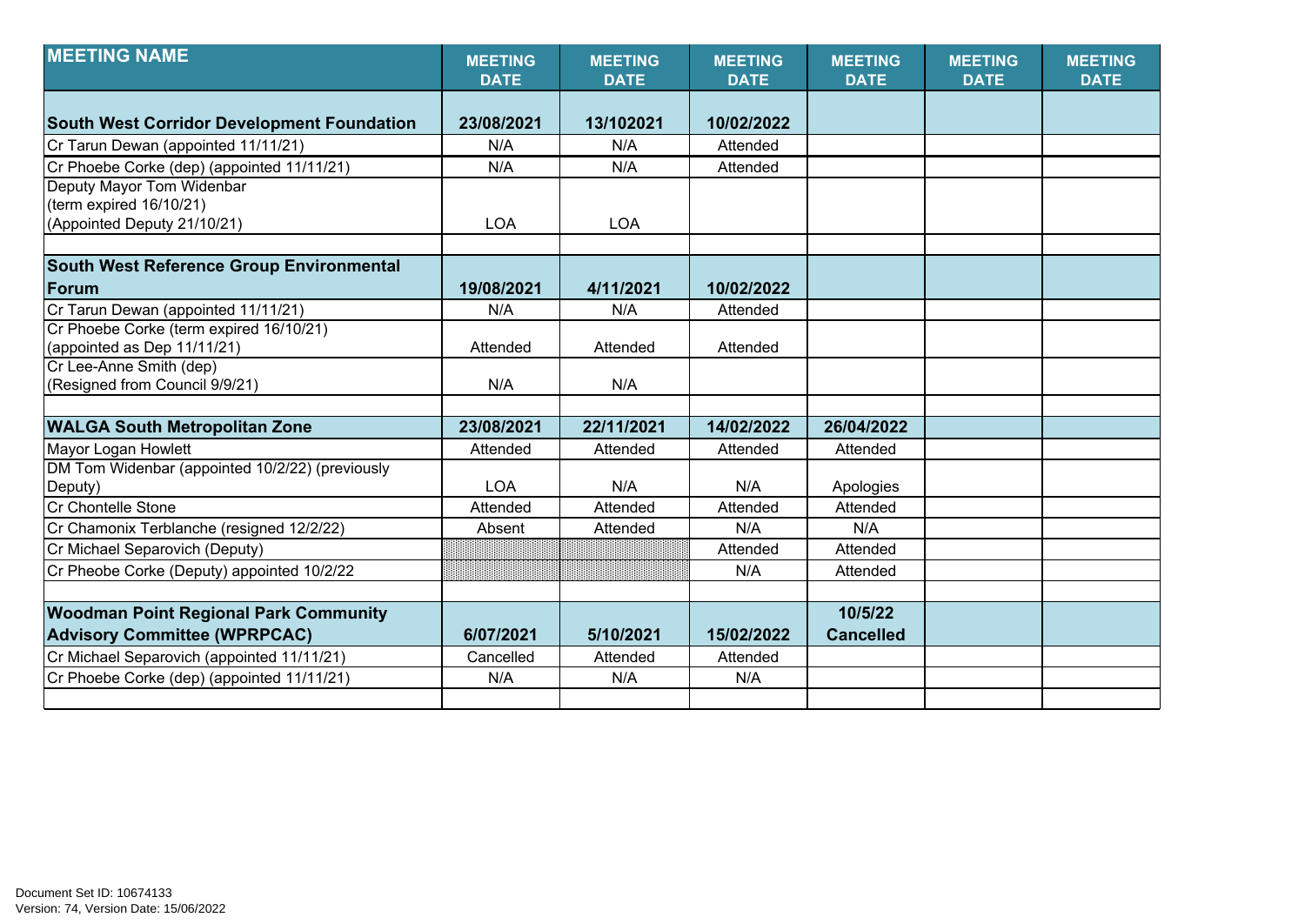| MEETING NAME | MEETING DATE | MEETING DATE | MEETING DATE | MEETING DATE | MEETING DATE | MEETING DATE |
|---|---|---|---|---|---|---|
| **South West Corridor Development Foundation** | **23/08/2021** | **13/102021** | **10/02/2022** | | | |
| Cr Tarun Dewan (appointed 11/11/21) | N/A | N/A | Attended | | | |
| Cr Phoebe Corke (dep) (appointed 11/11/21) | N/A | N/A | Attended | | | |
| Deputy Mayor Tom Widenbar (term expired 16/10/21) (Appointed Deputy 21/10/21) | LOA | LOA | | | | |
| | | | | | | |
| **South West Reference Group Environmental Forum** | **19/08/2021** | **4/11/2021** | **10/02/2022** | | | |
| Cr Tarun Dewan (appointed 11/11/21) | N/A | N/A | Attended | | | |
| Cr Phoebe Corke (term expired 16/10/21) (appointed as Dep 11/11/21) | Attended | Attended | Attended | | | |
| Cr Lee-Anne Smith (dep) (Resigned from Council 9/9/21) | N/A | N/A | | | | |
| | | | | | | |
| **WALGA South Metropolitan Zone** | **23/08/2021** | **22/11/2021** | **14/02/2022** | **26/04/2022** | | |
| Mayor Logan Howlett | Attended | Attended | Attended | Attended | | |
| DM Tom Widenbar (appointed 10/2/22) (previously Deputy) | LOA | N/A | N/A | Apologies | | |
| Cr Chontelle Stone | Attended | Attended | Attended | Attended | | |
| Cr Chamonix Terblanche (resigned 12/2/22) | Absent | Attended | N/A | N/A | | |
| Cr Michael Separovich (Deputy) | | | Attended | Attended | | |
| Cr Pheobe Corke (Deputy) appointed 10/2/22 | | | N/A | Attended | | |
| | | | | | | |
| **Woodman Point Regional Park Community Advisory Committee (WPRPCAC)** | **6/07/2021** | **5/10/2021** | **15/02/2022** | **10/5/22 Cancelled** | | |
| Cr Michael Separovich (appointed 11/11/21) | Cancelled | Attended | Attended | | | |
| Cr Phoebe Corke (dep) (appointed 11/11/21) | N/A | N/A | N/A | | | |
| | | | | | | |

Document Set ID: 10674133
Version: 74, Version Date: 15/06/2022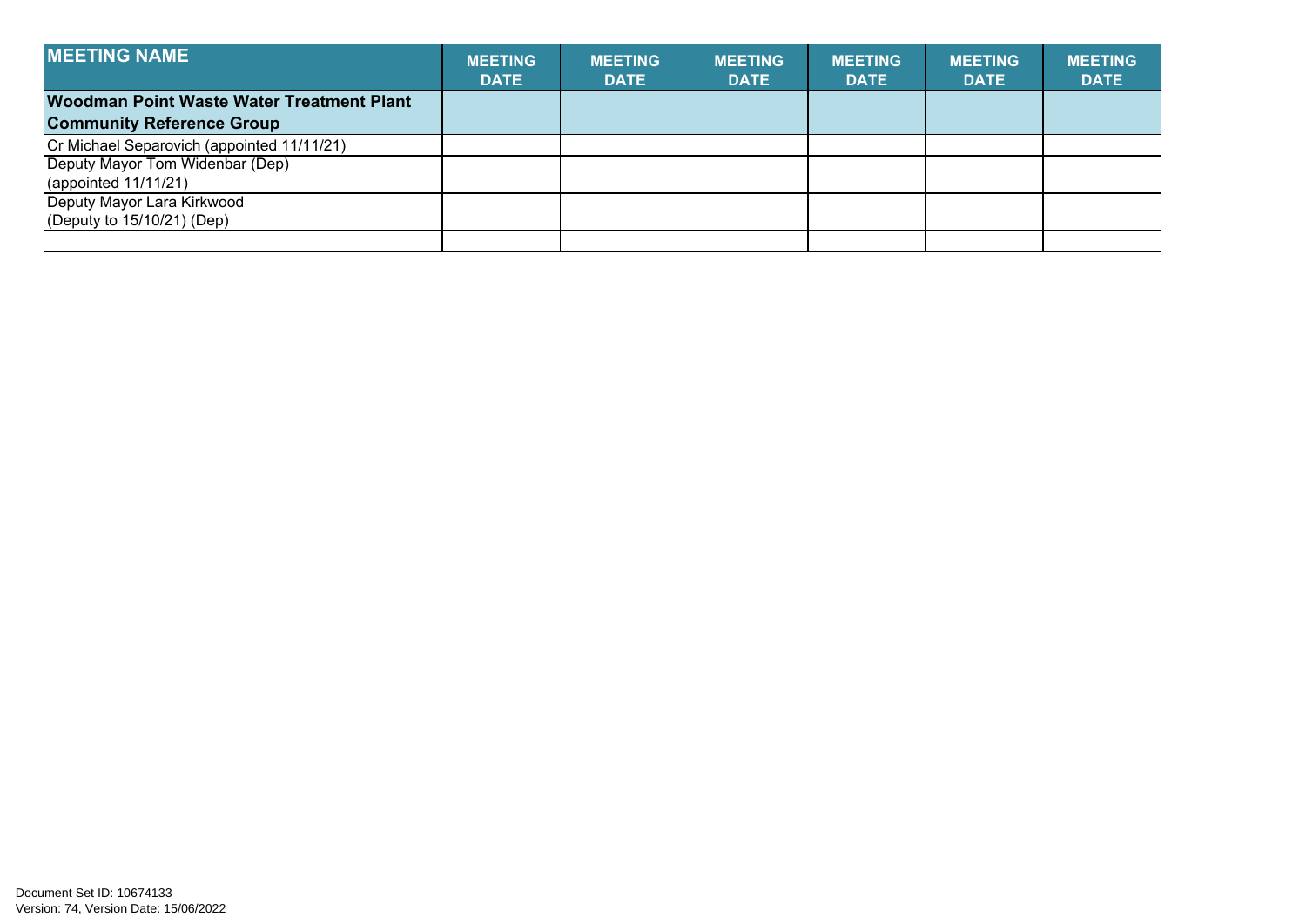| MEETING NAME | MEETING DATE | MEETING DATE | MEETING DATE | MEETING DATE | MEETING DATE | MEETING DATE |
|---|---|---|---|---|---|---|
| **Woodman Point Waste Water Treatment Plant Community Reference Group** | | | | | | |
| Cr Michael Separovich (appointed 11/11/21) | | | | | | |
| Deputy Mayor Tom Widenbar (Dep) (appointed 11/11/21) | | | | | | |
| Deputy Mayor Lara Kirkwood (Deputy to 15/10/21) (Dep) | | | | | | |
| | | | | | | |

Document Set ID: 10674133
Version: 74, Version Date: 15/06/2022